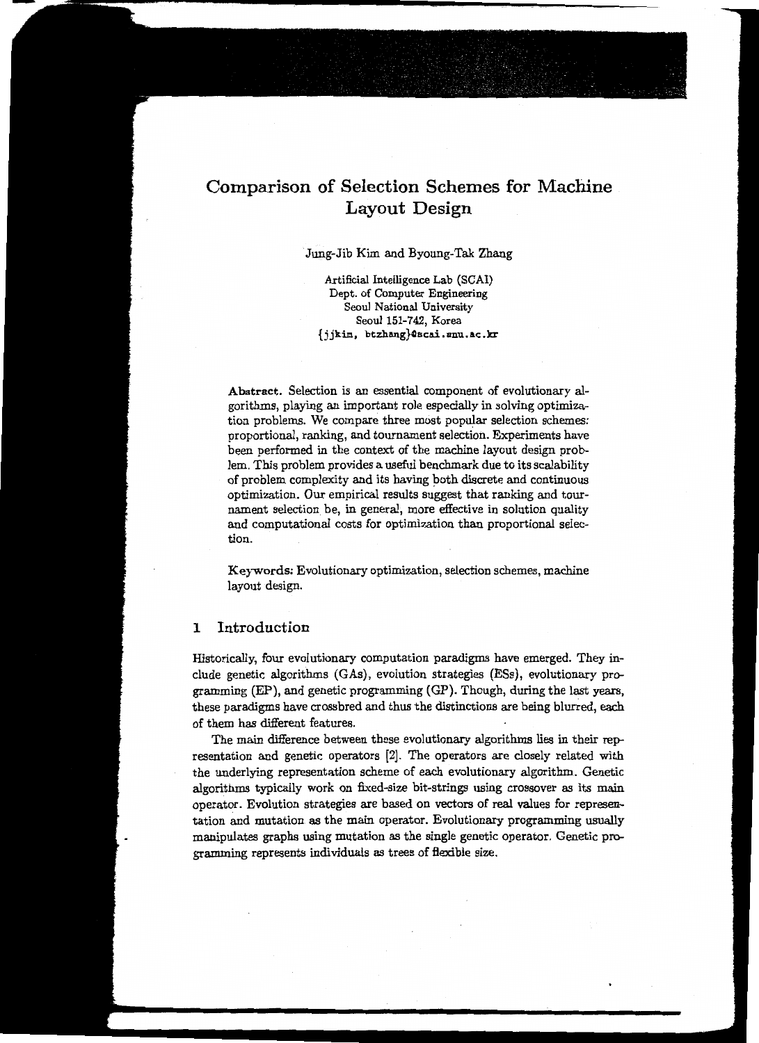# Comparison of Selection Schemes for Machine Layout Design

Jung-Jib Kim and Byoung-Tak Zhang

Artificial Intelligence Lab (SCAI)
Dept. of Computer Engineering
Seoul National University
Seoul 151-742, Korea
{jjkim, btzhang}@scai.snu.ac.kr

**Abstract.** Selection is an essential component of evolutionary algorithms, playing an important role especially in solving optimization problems. We compare three most popular selection schemes: proportional, ranking, and tournament selection. Experiments have been performed in the context of the machine layout design problem. This problem provides a useful benchmark due to its scalability of problem complexity and its having both discrete and continuous optimization. Our empirical results suggest that ranking and tournament selection be, in general, more effective in solution quality and computational costs for optimization than proportional selection.

**Keywords:** Evolutionary optimization, selection schemes, machine layout design.

## 1 Introduction

Historically, four evolutionary computation paradigms have emerged. They include genetic algorithms (GAs), evolution strategies (ESs), evolutionary programming (EP), and genetic programming (GP). Though, during the last years, these paradigms have crossbred and thus the distinctions are being blurred, each of them has different features.

The main difference between these evolutionary algorithms lies in their representation and genetic operators [2]. The operators are closely related with the underlying representation scheme of each evolutionary algorithm. Genetic algorithms typically work on fixed-size bit-strings using crossover as its main operator. Evolution strategies are based on vectors of real values for representation and mutation as the main operator. Evolutionary programming usually manipulates graphs using mutation as the single genetic operator. Genetic programming represents individuals as trees of flexible size.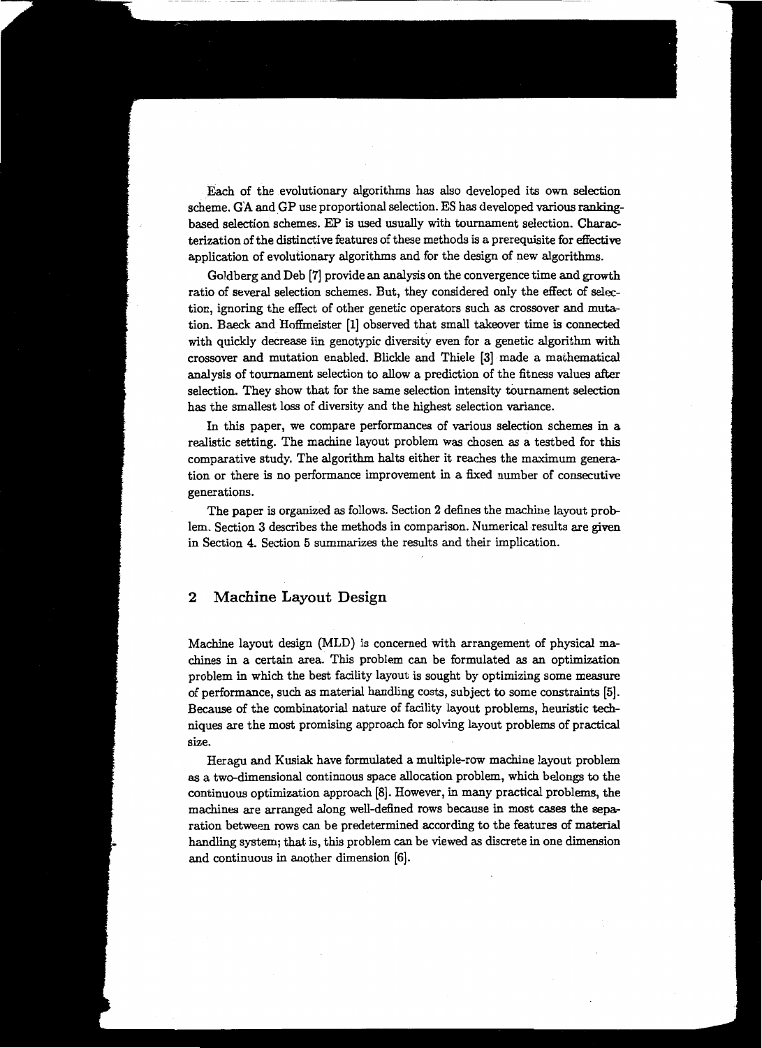Each of the evolutionary algorithms has also developed its own selection scheme. GA and GP use proportional selection. ES has developed various ranking-based selection schemes. EP is used usually with tournament selection. Characterization of the distinctive features of these methods is a prerequisite for effective application of evolutionary algorithms and for the design of new algorithms.

Goldberg and Deb [7] provide an analysis on the convergence time and growth ratio of several selection schemes. But, they considered only the effect of selection, ignoring the effect of other genetic operators such as crossover and mutation. Baeck and Hoffmeister [1] observed that small takeover time is connected with quickly decrease iin genotypic diversity even for a genetic algorithm with crossover and mutation enabled. Blickle and Thiele [3] made a mathematical analysis of tournament selection to allow a prediction of the fitness values after selection. They show that for the same selection intensity tournament selection has the smallest loss of diversity and the highest selection variance.

In this paper, we compare performances of various selection schemes in a realistic setting. The machine layout problem was chosen as a testbed for this comparative study. The algorithm halts either it reaches the maximum generation or there is no performance improvement in a fixed number of consecutive generations.

The paper is organized as follows. Section 2 defines the machine layout problem. Section 3 describes the methods in comparison. Numerical results are given in Section 4. Section 5 summarizes the results and their implication.

## 2 Machine Layout Design

Machine layout design (MLD) is concerned with arrangement of physical machines in a certain area. This problem can be formulated as an optimization problem in which the best facility layout is sought by optimizing some measure of performance, such as material handling costs, subject to some constraints [5]. Because of the combinatorial nature of facility layout problems, heuristic techniques are the most promising approach for solving layout problems of practical size.

Heragu and Kusiak have formulated a multiple-row machine layout problem as a two-dimensional continuous space allocation problem, which belongs to the continuous optimization approach [8]. However, in many practical problems, the machines are arranged along well-defined rows because in most cases the separation between rows can be predetermined according to the features of material handling system; that is, this problem can be viewed as discrete in one dimension and continuous in another dimension [6].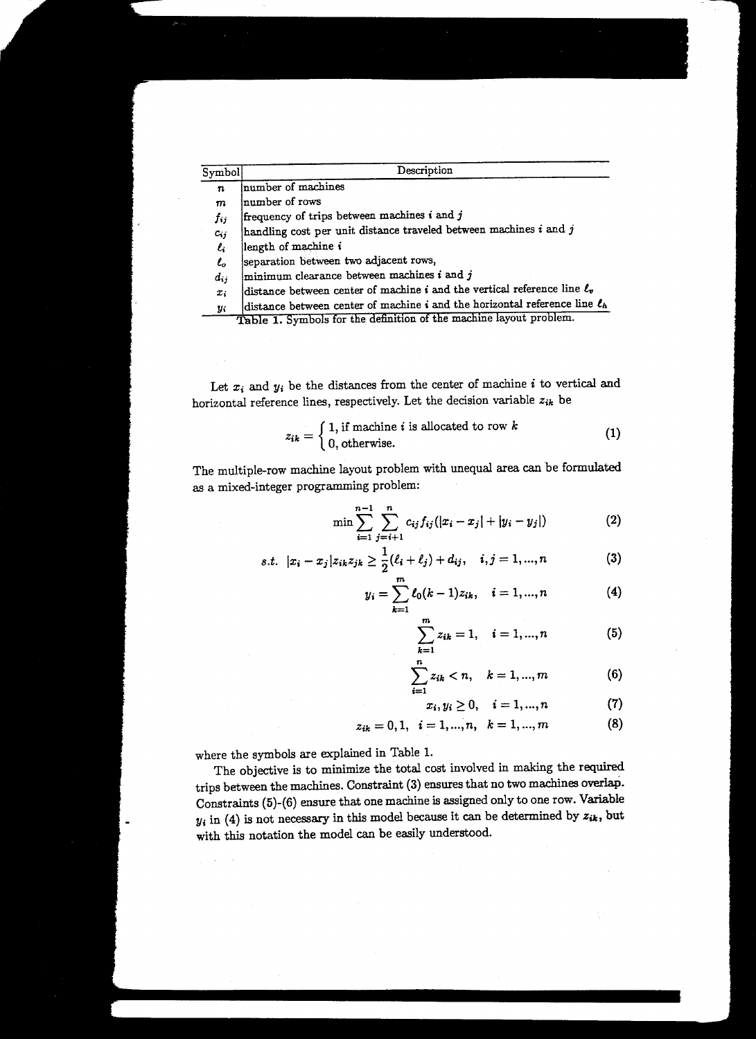| Symbol | Description |
|---|---|
| $n$ | number of machines |
| $m$ | number of rows |
| $f_{ij}$ | frequency of trips between machines $i$ and $j$ |
| $c_{ij}$ | handling cost per unit distance traveled between machines $i$ and $j$ |
| $\ell_i$ | length of machine $i$ |
| $\ell_o$ | separation between two adjacent rows, |
| $d_{ij}$ | minimum clearance between machines $i$ and $j$ |
| $x_i$ | distance between center of machine $i$ and the vertical reference line $\ell_v$ |
| $y_i$ | distance between center of machine $i$ and the horizontal reference line $\ell_h$ |

Table 1. Symbols for the definition of the machine layout problem.

Let $x_i$ and $y_i$ be the distances from the center of machine $i$ to vertical and horizontal reference lines, respectively. Let the decision variable $z_{ik}$ be

$$z_{ik} = \begin{cases} 1, & \text{if machine } i \text{ is allocated to row } k \\ 0, & \text{otherwise.} \end{cases} \tag{1}$$

The multiple-row machine layout problem with unequal area can be formulated as a mixed-integer programming problem:

$$\min \sum_{i=1}^{n-1} \sum_{j=i+1}^{n} c_{ij} f_{ij} (|x_i - x_j| + |y_i - y_j|) \tag{2}$$

$$s.t. \quad |x_i - x_j| z_{ik} z_{jk} \geq \frac{1}{2}(\ell_i + \ell_j) + d_{ij}, \quad i, j = 1, ..., n \tag{3}$$

$$y_i = \sum_{k=1}^{m} \ell_0 (k-1) z_{ik}, \quad i = 1, ..., n \tag{4}$$

$$\sum_{k=1}^{m} z_{ik} = 1, \quad i = 1, ..., n \tag{5}$$

$$\sum_{i=1}^{n} z_{ik} < n, \quad k = 1, ..., m \tag{6}$$

$$x_i, y_i \geq 0, \quad i = 1, ..., n \tag{7}$$

$$z_{ik} = 0, 1, \quad i = 1, ..., n, \quad k = 1, ..., m \tag{8}$$

where the symbols are explained in Table 1.

The objective is to minimize the total cost involved in making the required trips between the machines. Constraint (3) ensures that no two machines overlap. Constraints (5)-(6) ensure that one machine is assigned only to one row. Variable $y_i$ in (4) is not necessary in this model because it can be determined by $z_{ik}$, but with this notation the model can be easily understood.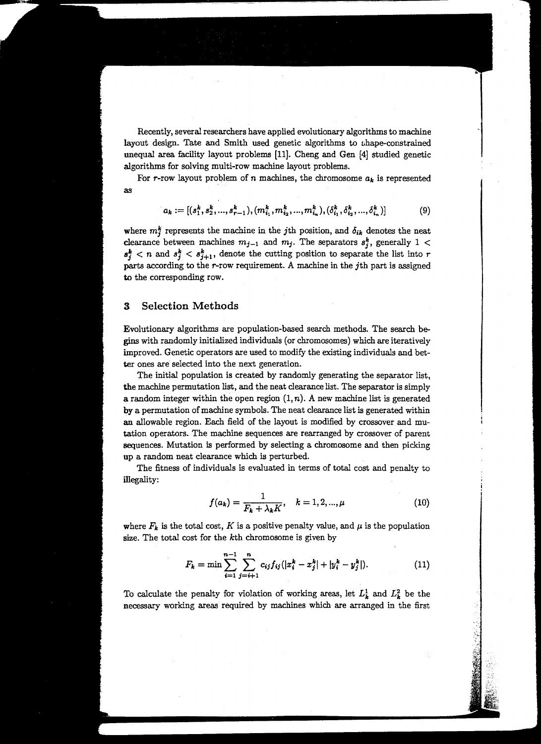Recently, several researchers have applied evolutionary algorithms to machine layout design. Tate and Smith used genetic algorithms to shape-constrained unequal area facility layout problems [11]. Cheng and Gen [4] studied genetic algorithms for solving multi-row machine layout problems.

For $r$-row layout problem of $n$ machines, the chromosome $a_k$ is represented as

$$a_k := [(s_1^k, s_2^k, ..., s_{r-1}^k), (m_{i_1}^k, m_{i_2}^k, ..., m_{i_n}^k), (\delta_{i_1}^k, \delta_{i_2}^k, ..., \delta_{i_n}^k)] \tag{9}$$

where $m_j^k$ represents the machine in the $j$th position, and $\delta_{ik}$ denotes the neat clearance between machines $m_{j-1}$ and $m_j$. The separators $s_j^k$, generally $1 < s_j^k < n$ and $s_j^k < s_{j+1}^k$, denote the cutting position to separate the list into $r$ parts according to the $r$-row requirement. A machine in the $j$th part is assigned to the corresponding row.

## 3 Selection Methods

Evolutionary algorithms are population-based search methods. The search begins with randomly initialized individuals (or chromosomes) which are iteratively improved. Genetic operators are used to modify the existing individuals and better ones are selected into the next generation.

The initial population is created by randomly generating the separator list, the machine permutation list, and the neat clearance list. The separator is simply a random integer within the open region $(1, n)$. A new machine list is generated by a permutation of machine symbols. The neat clearance list is generated within an allowable region. Each field of the layout is modified by crossover and mutation operators. The machine sequences are rearranged by crossover of parent sequences. Mutation is performed by selecting a chromosome and then picking up a random neat clearance which is perturbed.

The fitness of individuals is evaluated in terms of total cost and penalty to illegality:

$$f(a_k) = \frac{1}{F_k + \lambda_k K}, \quad k = 1, 2, ..., \mu \tag{10}$$

where $F_k$ is the total cost, $K$ is a positive penalty value, and $\mu$ is the population size. The total cost for the $k$th chromosome is given by

$$F_k = \min \sum_{i=1}^{n-1} \sum_{j=i+1}^{n} c_{ij} f_{ij} (|x_i^k - x_j^k| + |y_i^k - y_j^k|). \tag{11}$$

To calculate the penalty for violation of working areas, let $L_k^1$ and $L_k^2$ be the necessary working areas required by machines which are arranged in the first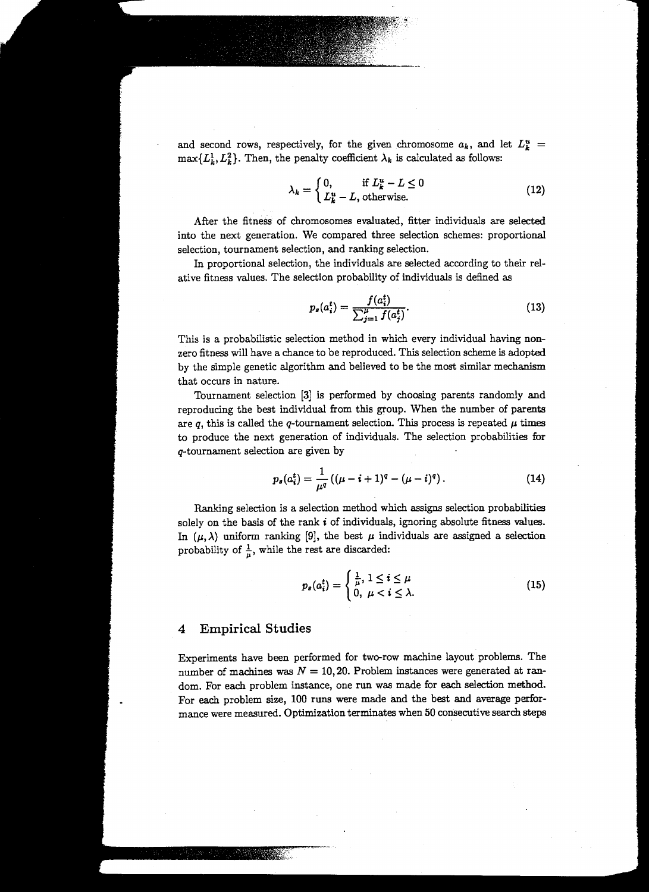and second rows, respectively, for the given chromosome $a_k$, and let $L_k^u = \max\{L_k^1, L_k^2\}$. Then, the penalty coefficient $\lambda_k$ is calculated as follows:

$$\lambda_k = \begin{cases} 0, & \text{if } L_k^u - L \leq 0 \\ L_k^u - L, & \text{otherwise.} \end{cases} \tag{12}$$

After the fitness of chromosomes evaluated, fitter individuals are selected into the next generation. We compared three selection schemes: proportional selection, tournament selection, and ranking selection.

In proportional selection, the individuals are selected according to their relative fitness values. The selection probability of individuals is defined as

$$p_s(a_i^t) = \frac{f(a_i^t)}{\sum_{j=1}^{\mu} f(a_j^t)}. \tag{13}$$

This is a probabilistic selection method in which every individual having non-zero fitness will have a chance to be reproduced. This selection scheme is adopted by the simple genetic algorithm and believed to be the most similar mechanism that occurs in nature.

Tournament selection [3] is performed by choosing parents randomly and reproducing the best individual from this group. When the number of parents are $q$, this is called the $q$-tournament selection. This process is repeated $\mu$ times to produce the next generation of individuals. The selection probabilities for $q$-tournament selection are given by

$$p_s(a_i^t) = \frac{1}{\mu^q}\left((\mu - i + 1)^q - (\mu - i)^q\right). \tag{14}$$

Ranking selection is a selection method which assigns selection probabilities solely on the basis of the rank $i$ of individuals, ignoring absolute fitness values. In $(\mu, \lambda)$ uniform ranking [9], the best $\mu$ individuals are assigned a selection probability of $\frac{1}{\mu}$, while the rest are discarded:

$$p_s(a_i^t) = \begin{cases} \frac{1}{\mu}, & 1 \leq i \leq \mu \\ 0, & \mu < i \leq \lambda. \end{cases} \tag{15}$$

## 4 Empirical Studies

Experiments have been performed for two-row machine layout problems. The number of machines was $N = 10, 20$. Problem instances were generated at random. For each problem instance, one run was made for each selection method. For each problem size, 100 runs were made and the best and average performance were measured. Optimization terminates when 50 consecutive search steps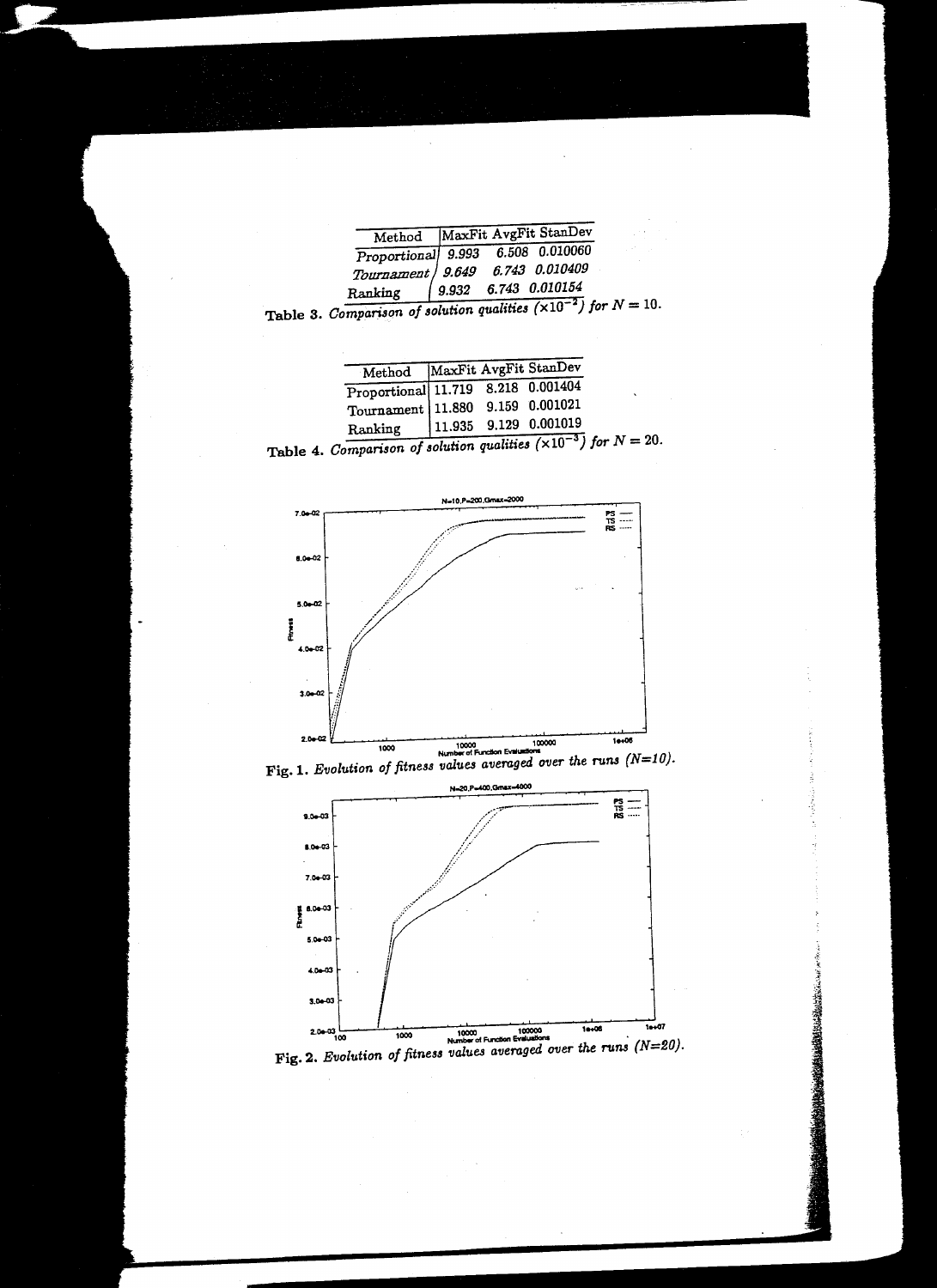| Method | MaxFit | AvgFit | StanDev |
| --- | --- | --- | --- |
| Proportional | 9.993 | 6.508 | 0.010060 |
| Tournament | 9.649 | 6.743 | 0.010409 |
| Ranking | 9.932 | 6.743 | 0.010154 |

**Table 3.** *Comparison of solution qualities* ($\times 10^{-2}$) *for* $N = 10$.

| Method | MaxFit | AvgFit | StanDev |
| --- | --- | --- | --- |
| Proportional | 11.719 | 8.218 | 0.001404 |
| Tournament | 11.880 | 9.159 | 0.001021 |
| Ranking | 11.935 | 9.129 | 0.001019 |

**Table 4.** *Comparison of solution qualities* ($\times 10^{-3}$) *for* $N = 20$.

**Fig. 1.** *Evolution of fitness values averaged over the runs (N=10).*

**Fig. 2.** *Evolution of fitness values averaged over the runs (N=20).*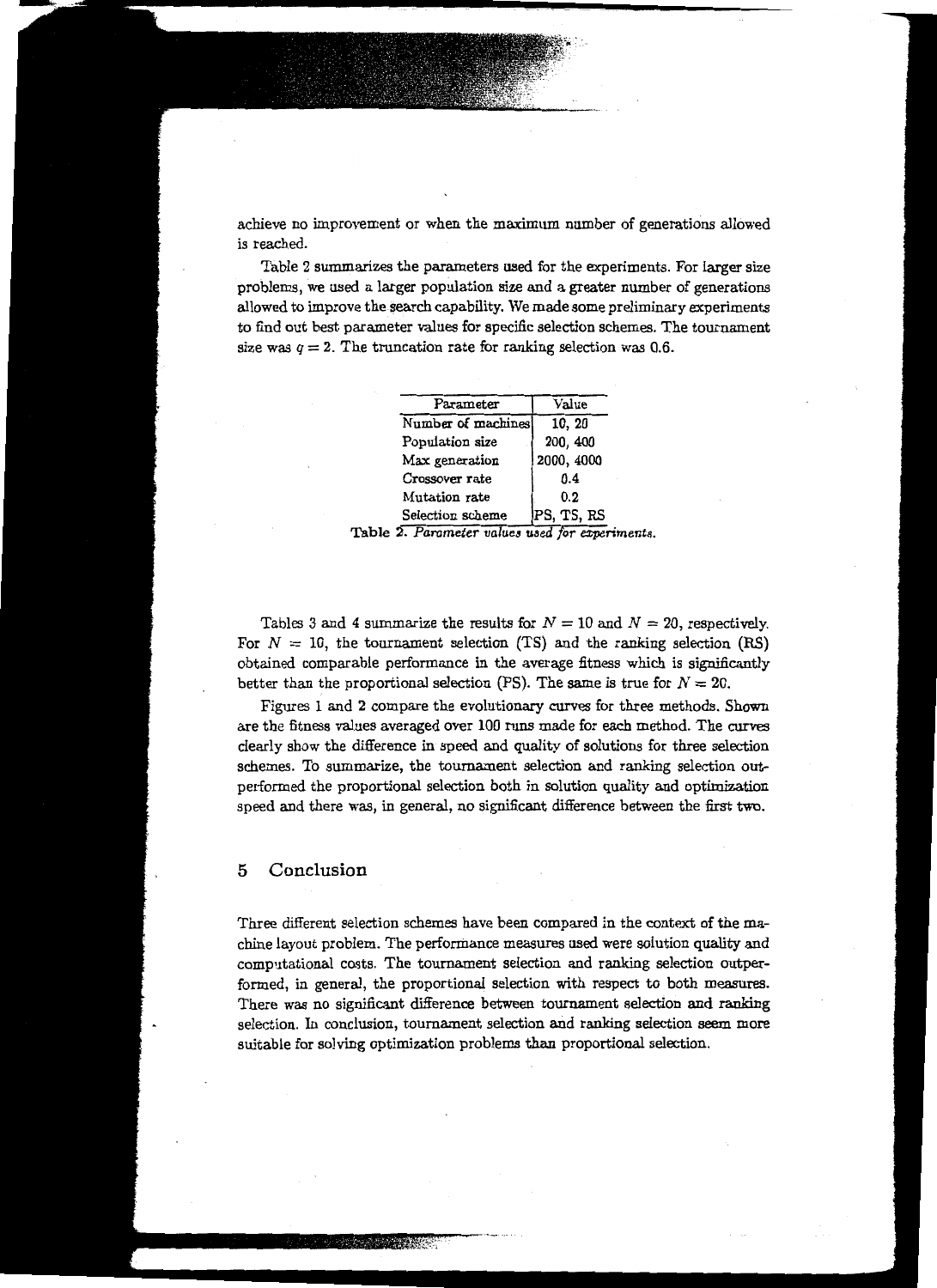achieve no improvement or when the maximum number of generations allowed is reached.

Table 2 summarizes the parameters used for the experiments. For larger size problems, we used a larger population size and a greater number of generations allowed to improve the search capability. We made some preliminary experiments to find out best parameter values for specific selection schemes. The tournament size was $q = 2$. The truncation rate for ranking selection was 0.6.

| Parameter | Value |
|---|---|
| Number of machines | 10, 20 |
| Population size | 200, 400 |
| Max generation | 2000, 4000 |
| Crossover rate | 0.4 |
| Mutation rate | 0.2 |
| Selection scheme | PS, TS, RS |

**Table 2.** *Parameter values used for experiments.*

Tables 3 and 4 summarize the results for $N = 10$ and $N = 20$, respectively. For $N = 10$, the tournament selection (TS) and the ranking selection (RS) obtained comparable performance in the average fitness which is significantly better than the proportional selection (PS). The same is true for $N = 20$.

Figures 1 and 2 compare the evolutionary curves for three methods. Shown are the fitness values averaged over 100 runs made for each method. The curves clearly show the difference in speed and quality of solutions for three selection schemes. To summarize, the tournament selection and ranking selection outperformed the proportional selection both in solution quality and optimization speed and there was, in general, no significant difference between the first two.

## 5 Conclusion

Three different selection schemes have been compared in the context of the machine layout problem. The performance measures used were solution quality and computational costs. The tournament selection and ranking selection outperformed, in general, the proportional selection with respect to both measures. There was no significant difference between tournament selection and ranking selection. In conclusion, tournament selection and ranking selection seem more suitable for solving optimization problems than proportional selection.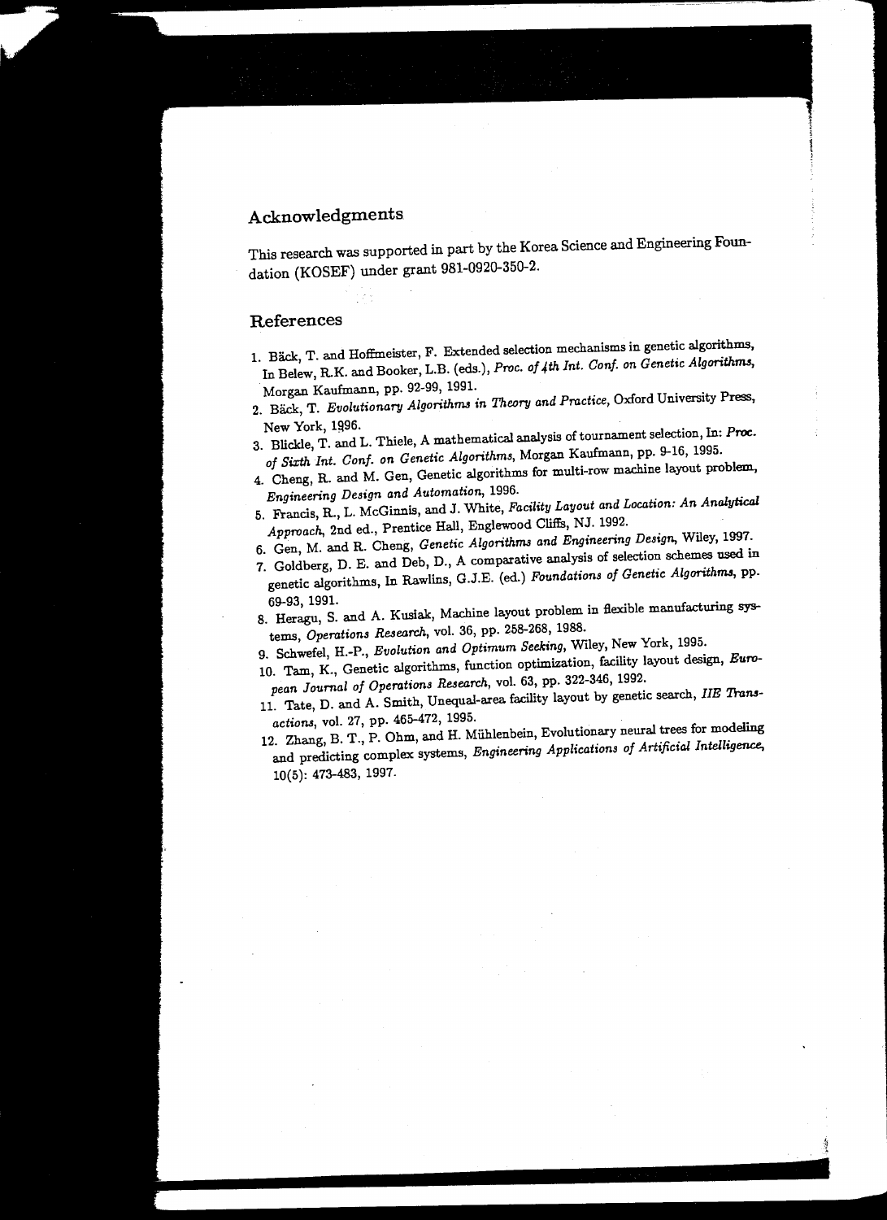## Acknowledgments

This research was supported in part by the Korea Science and Engineering Foundation (KOSEF) under grant 981-0920-350-2.

## References

1. Bäck, T. and Hoffmeister, F. Extended selection mechanisms in genetic algorithms, In Belew, R.K. and Booker, L.B. (eds.), *Proc. of 4th Int. Conf. on Genetic Algorithms*, Morgan Kaufmann, pp. 92-99, 1991.
2. Bäck, T. *Evolutionary Algorithms in Theory and Practice*, Oxford University Press, New York, 1996.
3. Blickle, T. and L. Thiele, A mathematical analysis of tournament selection, In: *Proc. of Sixth Int. Conf. on Genetic Algorithms*, Morgan Kaufmann, pp. 9-16, 1995.
4. Cheng, R. and M. Gen, Genetic algorithms for multi-row machine layout problem, *Engineering Design and Automation*, 1996.
5. Francis, R., L. McGinnis, and J. White, *Facility Layout and Location: An Analytical Approach*, 2nd ed., Prentice Hall, Englewood Cliffs, NJ. 1992.
6. Gen, M. and R. Cheng, *Genetic Algorithms and Engineering Design*, Wiley, 1997.
7. Goldberg, D. E. and Deb, D., A comparative analysis of selection schemes used in genetic algorithms, In Rawlins, G.J.E. (ed.) *Foundations of Genetic Algorithms*, pp. 69-93, 1991.
8. Heragu, S. and A. Kusiak, Machine layout problem in flexible manufacturing systems, *Operations Research*, vol. 36, pp. 258-268, 1988.
9. Schwefel, H.-P., *Evolution and Optimum Seeking*, Wiley, New York, 1995.
10. Tam, K., Genetic algorithms, function optimization, facility layout design, *European Journal of Operations Research*, vol. 63, pp. 322-346, 1992.
11. Tate, D. and A. Smith, Unequal-area facility layout by genetic search, *IIE Transactions*, vol. 27, pp. 465-472, 1995.
12. Zhang, B. T., P. Ohm, and H. Mühlenbein, Evolutionary neural trees for modeling and predicting complex systems, *Engineering Applications of Artificial Intelligence*, 10(5): 473-483, 1997.